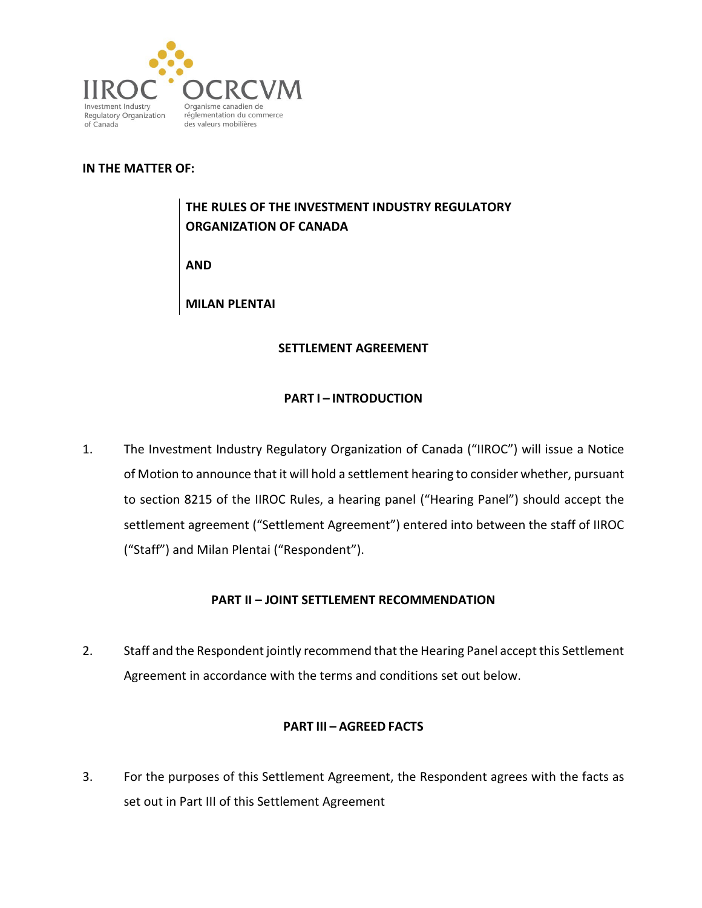IIROC OCRCVM

Investment Industry Regulatory Organization of Canada

Organisme canadien de réglementation du commerce des valeurs mobilières

**IN THE MATTER OF:**

**THE RULES OF THE INVESTMENT INDUSTRY REGULATORY ORGANIZATION OF CANADA**

**AND**

**MILAN PLENTAI**

## SETTLEMENT AGREEMENT

## PART I – INTRODUCTION

1. The Investment Industry Regulatory Organization of Canada ("IIROC") will issue a Notice of Motion to announce that it will hold a settlement hearing to consider whether, pursuant to section 8215 of the IIROC Rules, a hearing panel ("Hearing Panel") should accept the settlement agreement ("Settlement Agreement") entered into between the staff of IIROC ("Staff") and Milan Plentai ("Respondent").

## PART II – JOINT SETTLEMENT RECOMMENDATION

2. Staff and the Respondent jointly recommend that the Hearing Panel accept this Settlement Agreement in accordance with the terms and conditions set out below.

## PART III – AGREED FACTS

3. For the purposes of this Settlement Agreement, the Respondent agrees with the facts as set out in Part III of this Settlement Agreement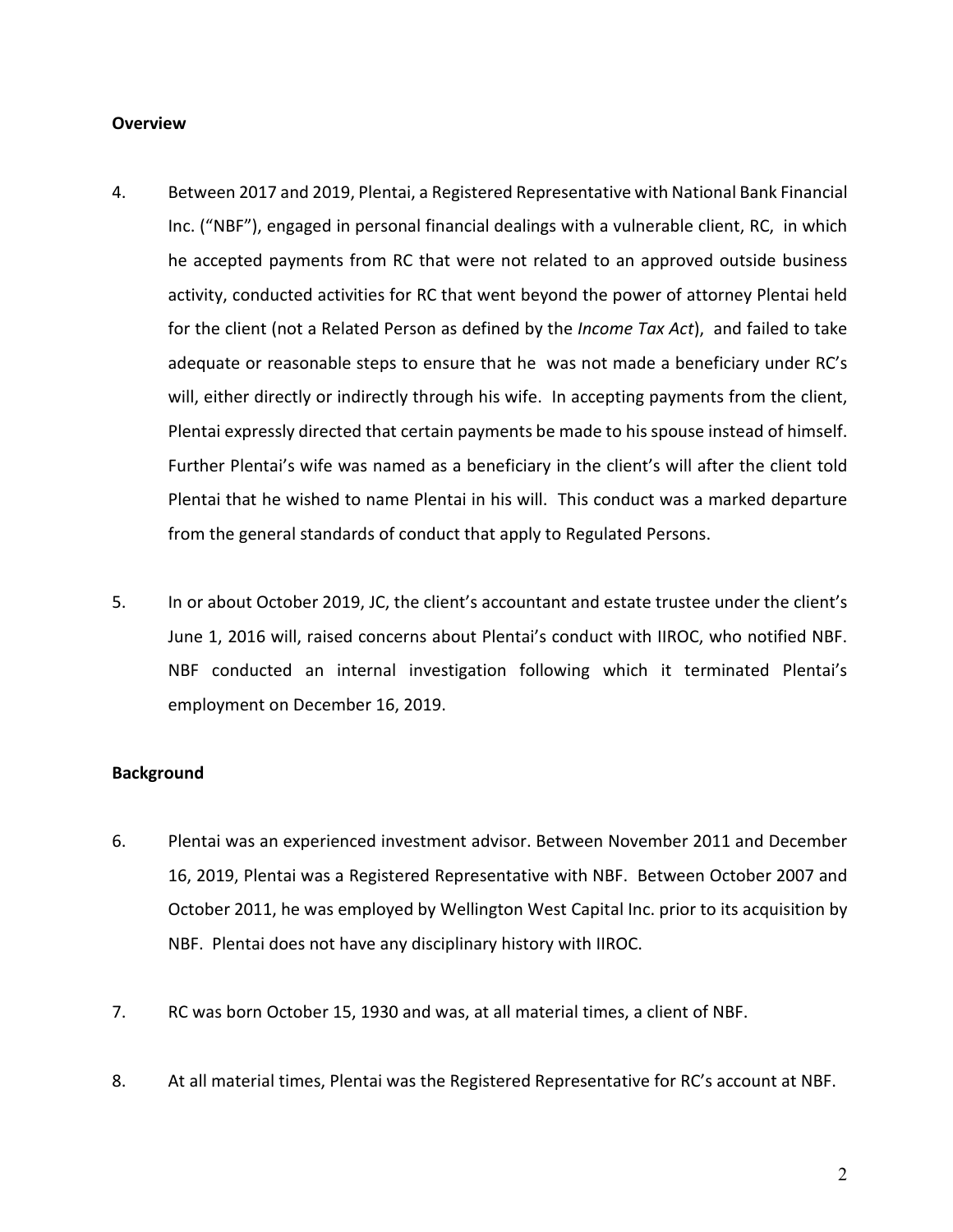## Overview

4. Between 2017 and 2019, Plentai, a Registered Representative with National Bank Financial Inc. ("NBF"), engaged in personal financial dealings with a vulnerable client, RC, in which he accepted payments from RC that were not related to an approved outside business activity, conducted activities for RC that went beyond the power of attorney Plentai held for the client (not a Related Person as defined by the *Income Tax Act*), and failed to take adequate or reasonable steps to ensure that he was not made a beneficiary under RC's will, either directly or indirectly through his wife. In accepting payments from the client, Plentai expressly directed that certain payments be made to his spouse instead of himself. Further Plentai's wife was named as a beneficiary in the client's will after the client told Plentai that he wished to name Plentai in his will. This conduct was a marked departure from the general standards of conduct that apply to Regulated Persons.

5. In or about October 2019, JC, the client's accountant and estate trustee under the client's June 1, 2016 will, raised concerns about Plentai's conduct with IIROC, who notified NBF. NBF conducted an internal investigation following which it terminated Plentai's employment on December 16, 2019.

## Background

6. Plentai was an experienced investment advisor. Between November 2011 and December 16, 2019, Plentai was a Registered Representative with NBF. Between October 2007 and October 2011, he was employed by Wellington West Capital Inc. prior to its acquisition by NBF. Plentai does not have any disciplinary history with IIROC.

7. RC was born October 15, 1930 and was, at all material times, a client of NBF.

8. At all material times, Plentai was the Registered Representative for RC's account at NBF.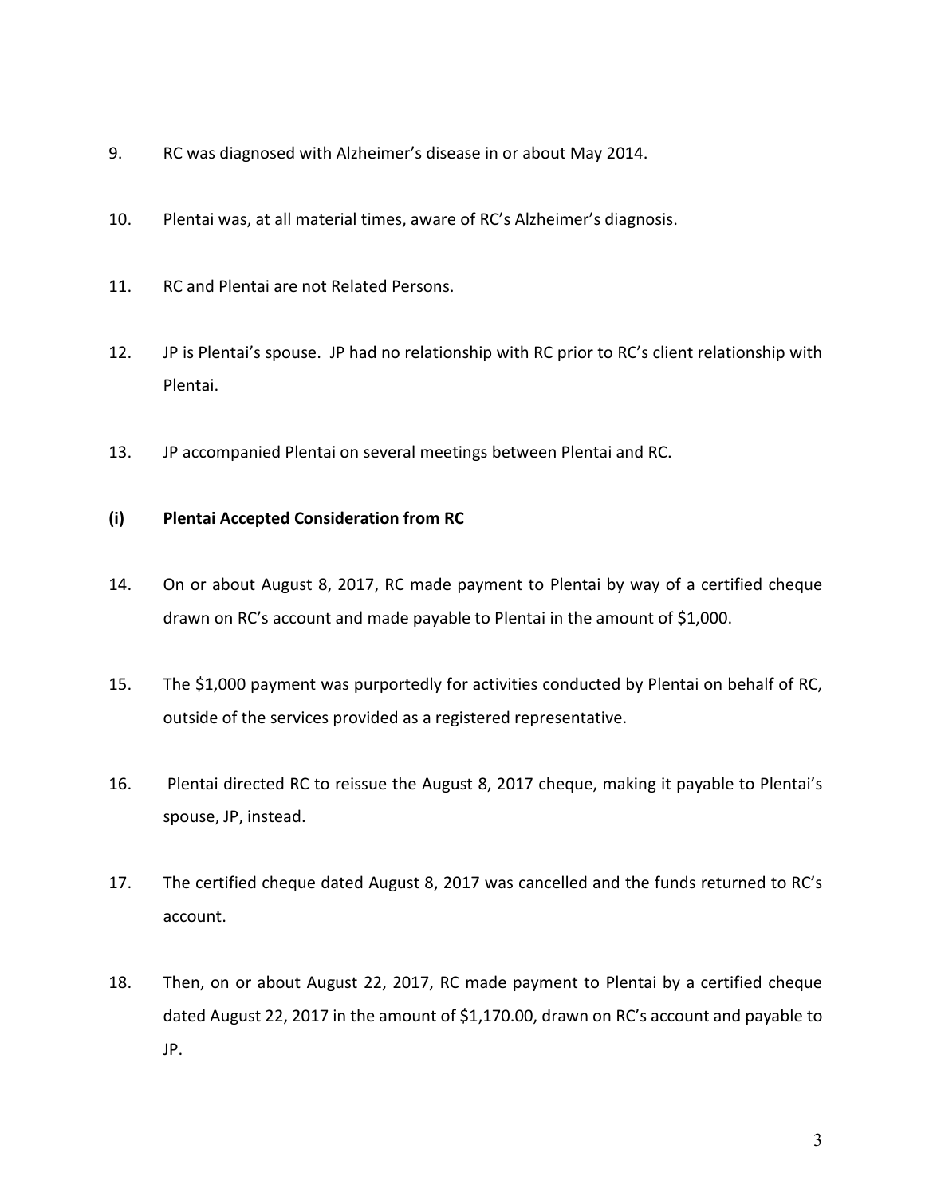9. RC was diagnosed with Alzheimer's disease in or about May 2014.

10. Plentai was, at all material times, aware of RC's Alzheimer's diagnosis.

11. RC and Plentai are not Related Persons.

12. JP is Plentai's spouse. JP had no relationship with RC prior to RC's client relationship with Plentai.

13. JP accompanied Plentai on several meetings between Plentai and RC.

**(i) Plentai Accepted Consideration from RC**

14. On or about August 8, 2017, RC made payment to Plentai by way of a certified cheque drawn on RC's account and made payable to Plentai in the amount of $1,000.

15. The $1,000 payment was purportedly for activities conducted by Plentai on behalf of RC, outside of the services provided as a registered representative.

16. Plentai directed RC to reissue the August 8, 2017 cheque, making it payable to Plentai's spouse, JP, instead.

17. The certified cheque dated August 8, 2017 was cancelled and the funds returned to RC's account.

18. Then, on or about August 22, 2017, RC made payment to Plentai by a certified cheque dated August 22, 2017 in the amount of $1,170.00, drawn on RC's account and payable to JP.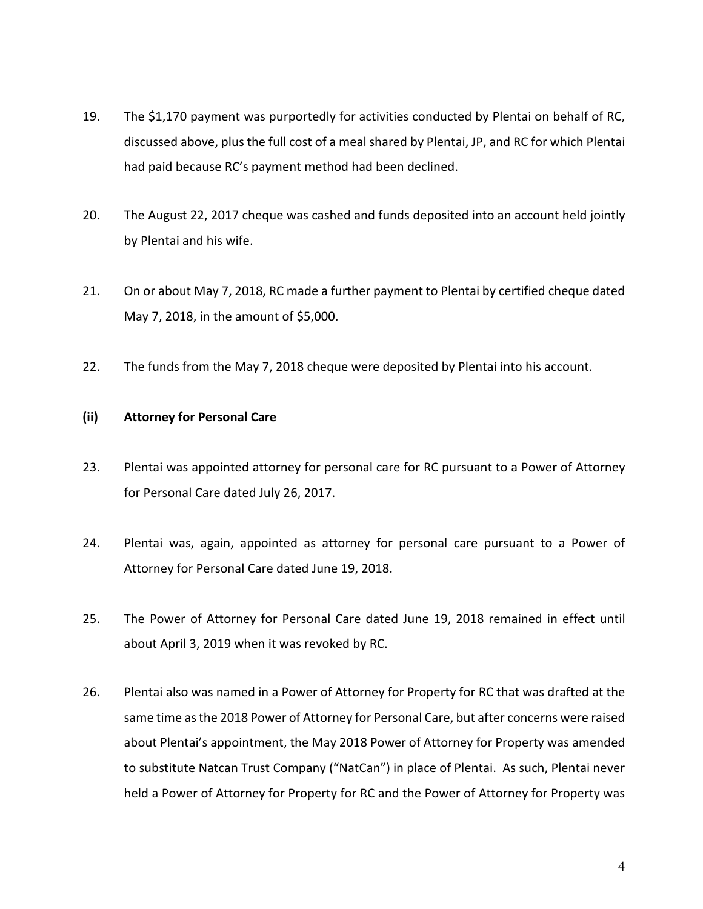19. The $1,170 payment was purportedly for activities conducted by Plentai on behalf of RC, discussed above, plus the full cost of a meal shared by Plentai, JP, and RC for which Plentai had paid because RC's payment method had been declined.

20. The August 22, 2017 cheque was cashed and funds deposited into an account held jointly by Plentai and his wife.

21. On or about May 7, 2018, RC made a further payment to Plentai by certified cheque dated May 7, 2018, in the amount of $5,000.

22. The funds from the May 7, 2018 cheque were deposited by Plentai into his account.

**(ii) Attorney for Personal Care**

23. Plentai was appointed attorney for personal care for RC pursuant to a Power of Attorney for Personal Care dated July 26, 2017.

24. Plentai was, again, appointed as attorney for personal care pursuant to a Power of Attorney for Personal Care dated June 19, 2018.

25. The Power of Attorney for Personal Care dated June 19, 2018 remained in effect until about April 3, 2019 when it was revoked by RC.

26. Plentai also was named in a Power of Attorney for Property for RC that was drafted at the same time as the 2018 Power of Attorney for Personal Care, but after concerns were raised about Plentai's appointment, the May 2018 Power of Attorney for Property was amended to substitute Natcan Trust Company ("NatCan") in place of Plentai. As such, Plentai never held a Power of Attorney for Property for RC and the Power of Attorney for Property was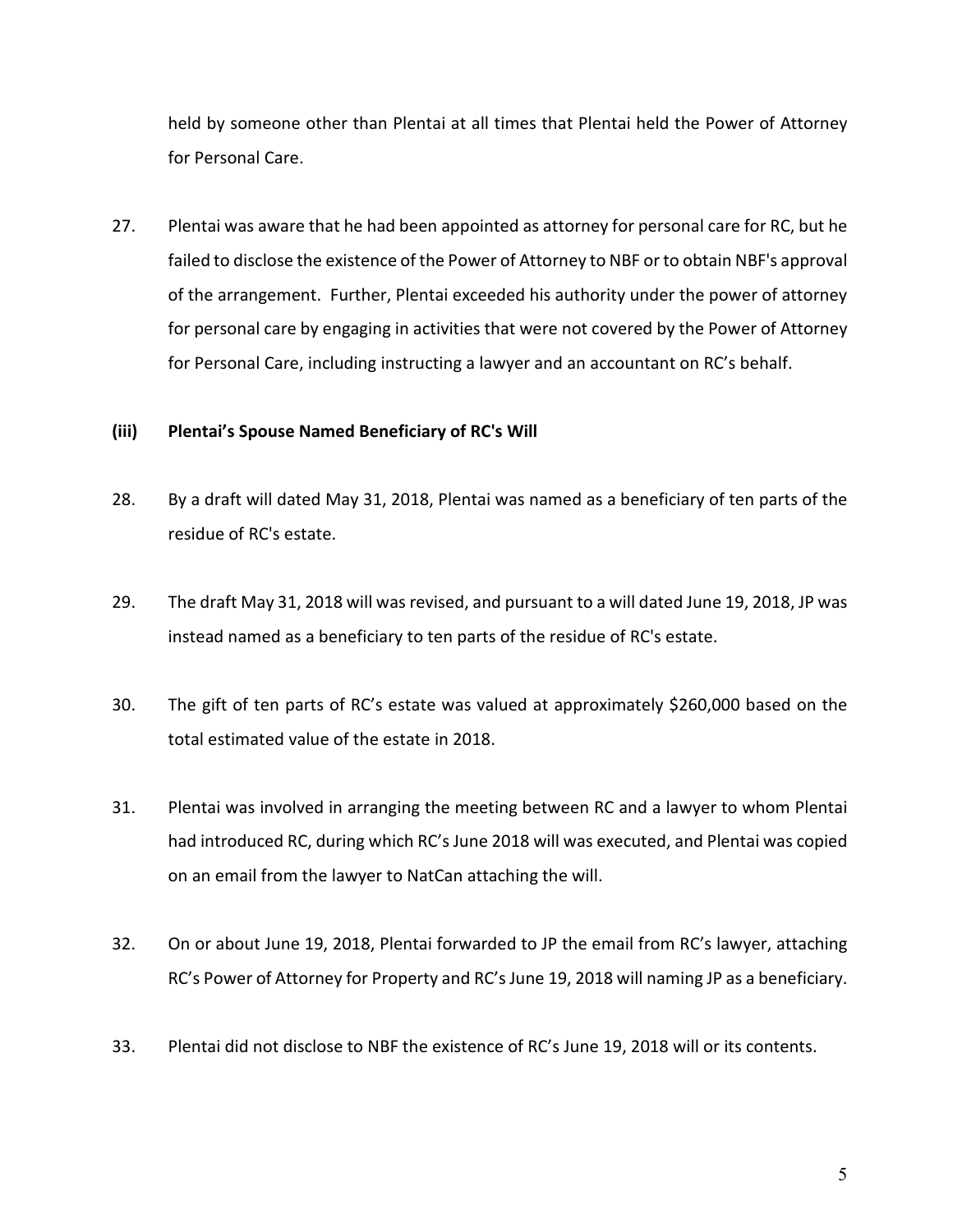held by someone other than Plentai at all times that Plentai held the Power of Attorney for Personal Care.

27. Plentai was aware that he had been appointed as attorney for personal care for RC, but he failed to disclose the existence of the Power of Attorney to NBF or to obtain NBF's approval of the arrangement. Further, Plentai exceeded his authority under the power of attorney for personal care by engaging in activities that were not covered by the Power of Attorney for Personal Care, including instructing a lawyer and an accountant on RC's behalf.

### (iii) Plentai's Spouse Named Beneficiary of RC's Will

28. By a draft will dated May 31, 2018, Plentai was named as a beneficiary of ten parts of the residue of RC's estate.

29. The draft May 31, 2018 will was revised, and pursuant to a will dated June 19, 2018, JP was instead named as a beneficiary to ten parts of the residue of RC's estate.

30. The gift of ten parts of RC's estate was valued at approximately $260,000 based on the total estimated value of the estate in 2018.

31. Plentai was involved in arranging the meeting between RC and a lawyer to whom Plentai had introduced RC, during which RC's June 2018 will was executed, and Plentai was copied on an email from the lawyer to NatCan attaching the will.

32. On or about June 19, 2018, Plentai forwarded to JP the email from RC's lawyer, attaching RC's Power of Attorney for Property and RC's June 19, 2018 will naming JP as a beneficiary.

33. Plentai did not disclose to NBF the existence of RC's June 19, 2018 will or its contents.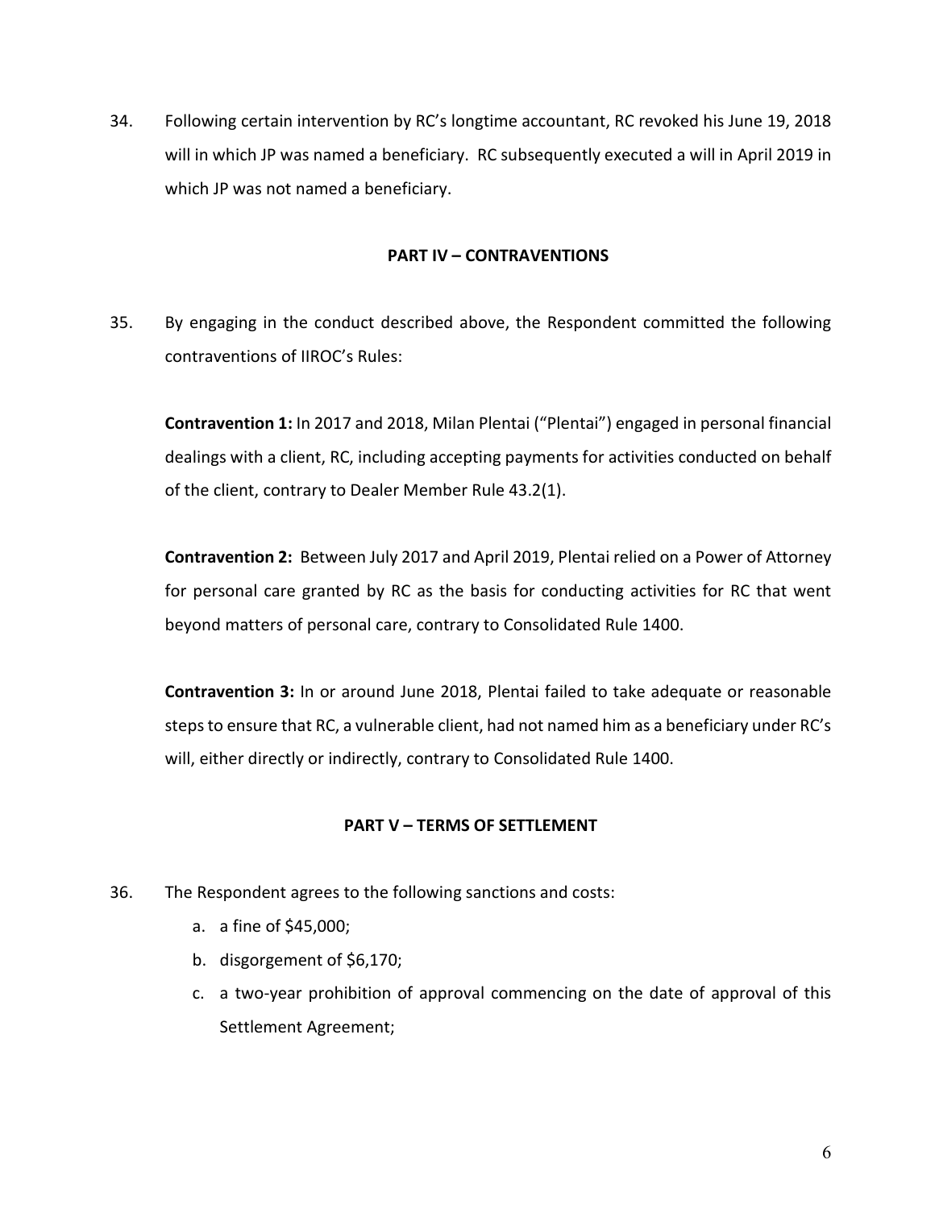34. Following certain intervention by RC's longtime accountant, RC revoked his June 19, 2018 will in which JP was named a beneficiary. RC subsequently executed a will in April 2019 in which JP was not named a beneficiary.

## PART IV – CONTRAVENTIONS

35. By engaging in the conduct described above, the Respondent committed the following contraventions of IIROC's Rules:

**Contravention 1:** In 2017 and 2018, Milan Plentai ("Plentai") engaged in personal financial dealings with a client, RC, including accepting payments for activities conducted on behalf of the client, contrary to Dealer Member Rule 43.2(1).

**Contravention 2:** Between July 2017 and April 2019, Plentai relied on a Power of Attorney for personal care granted by RC as the basis for conducting activities for RC that went beyond matters of personal care, contrary to Consolidated Rule 1400.

**Contravention 3:** In or around June 2018, Plentai failed to take adequate or reasonable steps to ensure that RC, a vulnerable client, had not named him as a beneficiary under RC's will, either directly or indirectly, contrary to Consolidated Rule 1400.

## PART V – TERMS OF SETTLEMENT

36. The Respondent agrees to the following sanctions and costs:

    a. a fine of $45,000;

    b. disgorgement of $6,170;

    c. a two-year prohibition of approval commencing on the date of approval of this Settlement Agreement;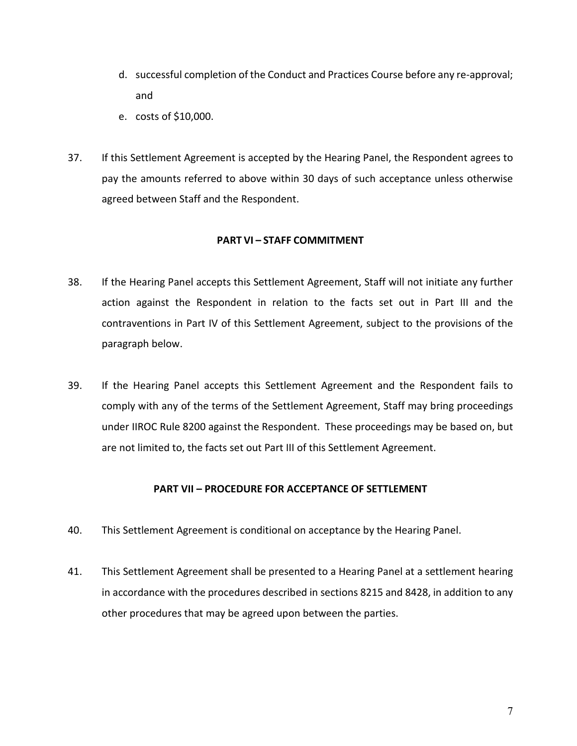d. successful completion of the Conduct and Practices Course before any re-approval; and

e. costs of $10,000.

37. If this Settlement Agreement is accepted by the Hearing Panel, the Respondent agrees to pay the amounts referred to above within 30 days of such acceptance unless otherwise agreed between Staff and the Respondent.

## PART VI – STAFF COMMITMENT

38. If the Hearing Panel accepts this Settlement Agreement, Staff will not initiate any further action against the Respondent in relation to the facts set out in Part III and the contraventions in Part IV of this Settlement Agreement, subject to the provisions of the paragraph below.

39. If the Hearing Panel accepts this Settlement Agreement and the Respondent fails to comply with any of the terms of the Settlement Agreement, Staff may bring proceedings under IIROC Rule 8200 against the Respondent. These proceedings may be based on, but are not limited to, the facts set out Part III of this Settlement Agreement.

## PART VII – PROCEDURE FOR ACCEPTANCE OF SETTLEMENT

40. This Settlement Agreement is conditional on acceptance by the Hearing Panel.

41. This Settlement Agreement shall be presented to a Hearing Panel at a settlement hearing in accordance with the procedures described in sections 8215 and 8428, in addition to any other procedures that may be agreed upon between the parties.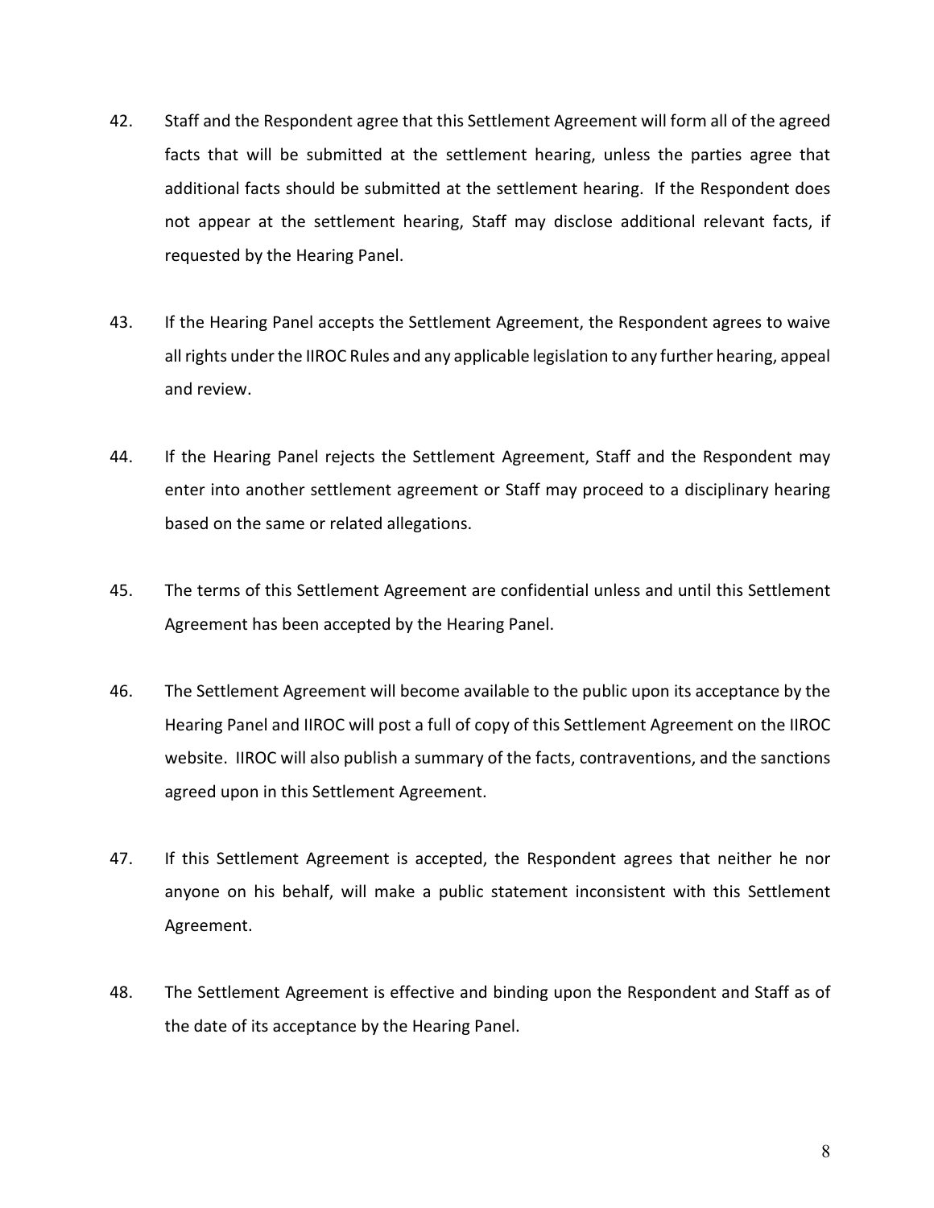42. Staff and the Respondent agree that this Settlement Agreement will form all of the agreed facts that will be submitted at the settlement hearing, unless the parties agree that additional facts should be submitted at the settlement hearing. If the Respondent does not appear at the settlement hearing, Staff may disclose additional relevant facts, if requested by the Hearing Panel.

43. If the Hearing Panel accepts the Settlement Agreement, the Respondent agrees to waive all rights under the IIROC Rules and any applicable legislation to any further hearing, appeal and review.

44. If the Hearing Panel rejects the Settlement Agreement, Staff and the Respondent may enter into another settlement agreement or Staff may proceed to a disciplinary hearing based on the same or related allegations.

45. The terms of this Settlement Agreement are confidential unless and until this Settlement Agreement has been accepted by the Hearing Panel.

46. The Settlement Agreement will become available to the public upon its acceptance by the Hearing Panel and IIROC will post a full of copy of this Settlement Agreement on the IIROC website. IIROC will also publish a summary of the facts, contraventions, and the sanctions agreed upon in this Settlement Agreement.

47. If this Settlement Agreement is accepted, the Respondent agrees that neither he nor anyone on his behalf, will make a public statement inconsistent with this Settlement Agreement.

48. The Settlement Agreement is effective and binding upon the Respondent and Staff as of the date of its acceptance by the Hearing Panel.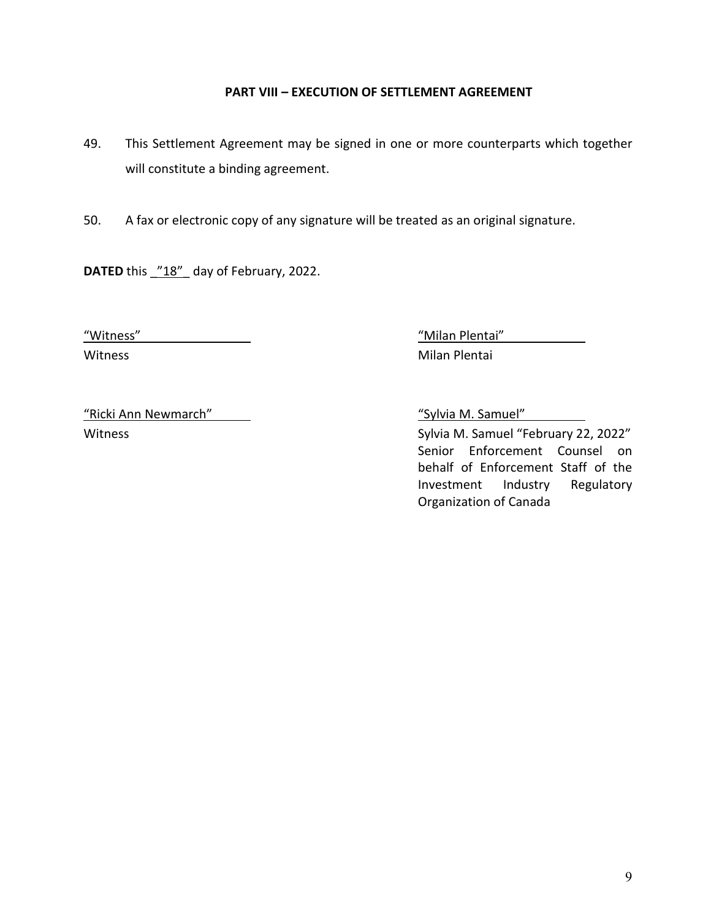**PART VIII – EXECUTION OF SETTLEMENT AGREEMENT**

49. This Settlement Agreement may be signed in one or more counterparts which together will constitute a binding agreement.

50. A fax or electronic copy of any signature will be treated as an original signature.

**DATED** this _"18"_ day of February, 2022.

| | |
|---|---|
| "Witness" | "Milan Plentai" |
| Witness | Milan Plentai |
| | |
| "Ricki Ann Newmarch" | "Sylvia M. Samuel" |
| Witness | Sylvia M. Samuel "February 22, 2022" Senior Enforcement Counsel on behalf of Enforcement Staff of the Investment Industry Regulatory Organization of Canada |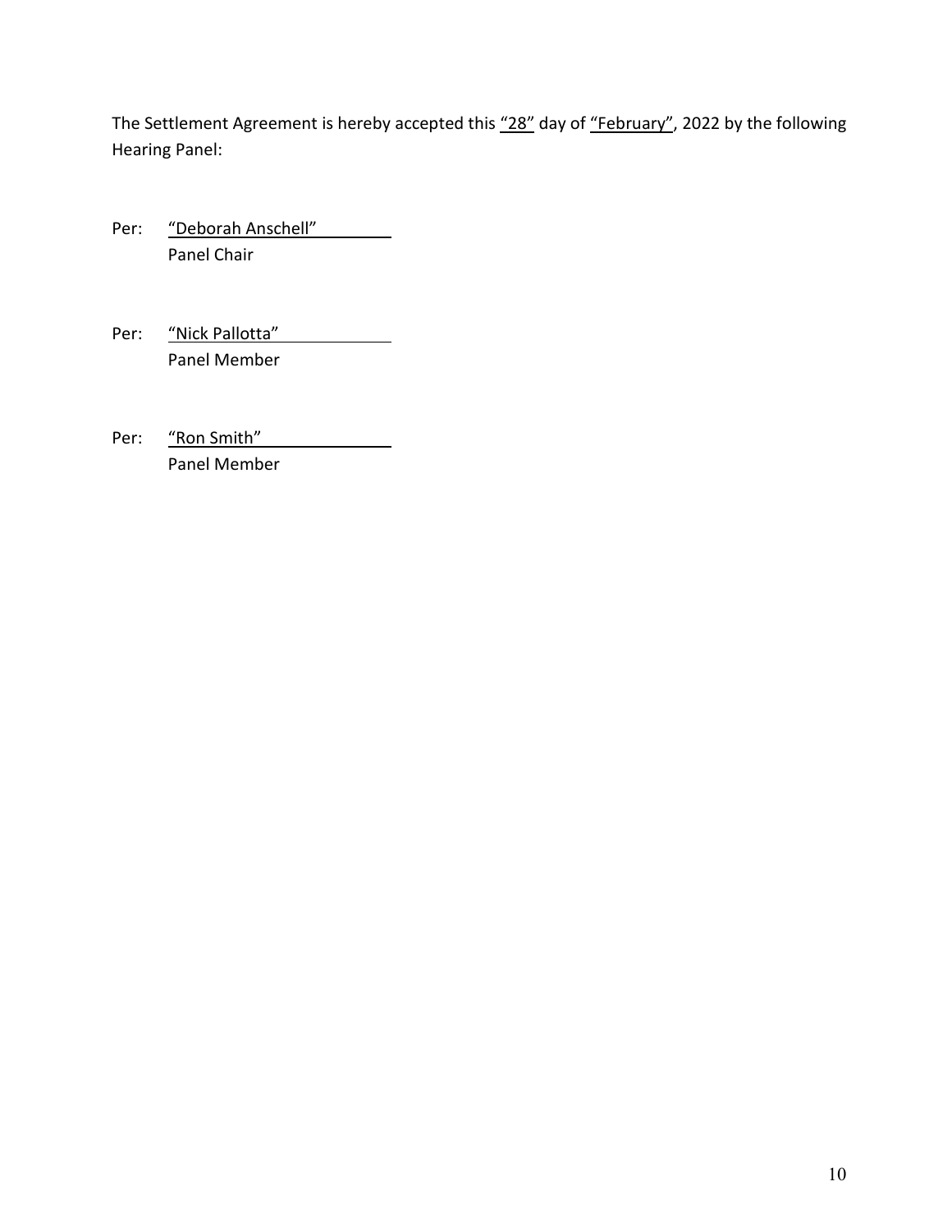The Settlement Agreement is hereby accepted this "28" day of "February", 2022 by the following Hearing Panel:

Per: "Deborah Anschell"
Panel Chair

Per: "Nick Pallotta"
Panel Member

Per: "Ron Smith"
Panel Member